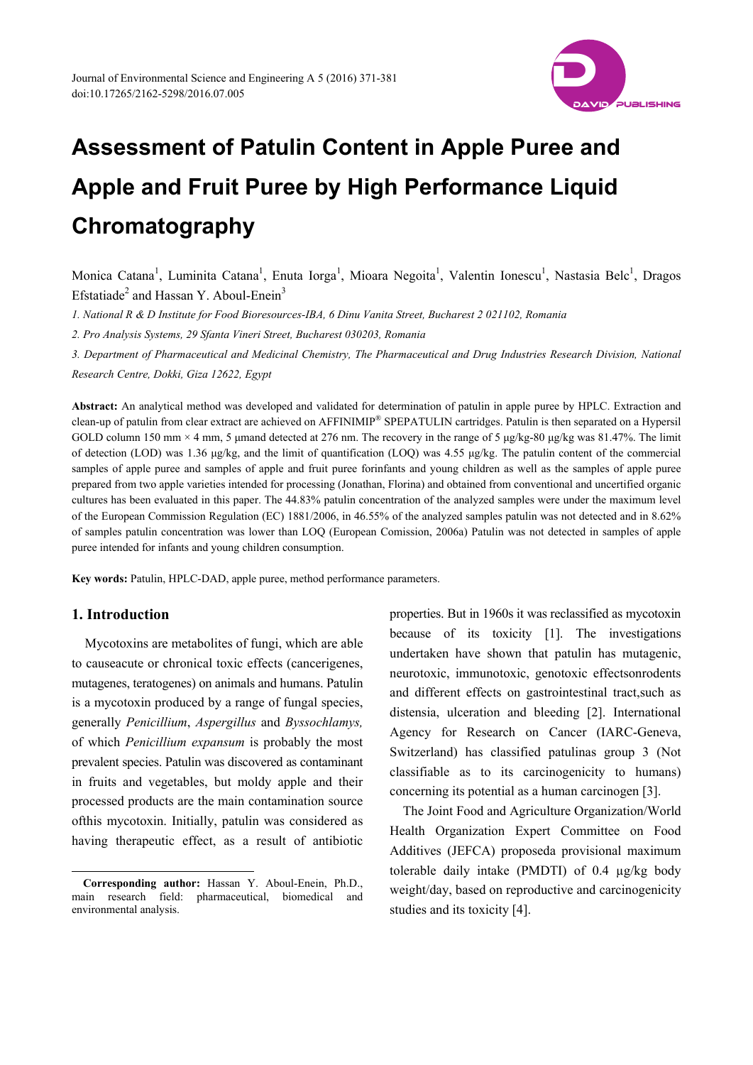# Assessment of Patulin Content in Apple Puree and Apple and Fruit Puree by High Performance Liquid Chromatography

Monica Catana[1], Luminita Catana[1], Enuta Iorga[1], Mioara Negoita[1], Valentin Ionescu[1], Nastasia Belc[1], Dragos Efstatiade[2] and Hassan Y. Aboul-Enein[3]

*1. National R & D Institute for Food Bioresources-IBA, 6 Dinu Vanita Street, Bucharest 2 021102, Romania*

*2. Pro Analysis Systems, 29 Sfanta Vineri Street, Bucharest 030203, Romania*

*3. Department of Pharmaceutical and Medicinal Chemistry, The Pharmaceutical and Drug Industries Research Division, National Research Centre, Dokki, Giza 12622, Egypt*

**Abstract:** An analytical method was developed and validated for determination of patulin in apple puree by HPLC. Extraction and clean-up of patulin from clear extract are achieved on AFFINIMIP® SPEPATULIN cartridges. Patulin is then separated on a Hypersil GOLD column 150 mm × 4 mm, 5 µmand detected at 276 nm. The recovery in the range of 5 µg/kg-80 µg/kg was 81.47%. The limit of detection (LOD) was 1.36 µg/kg, and the limit of quantification (LOQ) was 4.55 µg/kg. The patulin content of the commercial samples of apple puree and samples of apple and fruit puree forinfants and young children as well as the samples of apple puree prepared from two apple varieties intended for processing (Jonathan, Florina) and obtained from conventional and uncertified organic cultures has been evaluated in this paper. The 44.83% patulin concentration of the analyzed samples were under the maximum level of the European Commission Regulation (EC) 1881/2006, in 46.55% of the analyzed samples patulin was not detected and in 8.62% of samples patulin concentration was lower than LOQ (European Comission, 2006a) Patulin was not detected in samples of apple puree intended for infants and young children consumption.

**Key words:** Patulin, HPLC-DAD, apple puree, method performance parameters.

## 1. Introduction

Mycotoxins are metabolites of fungi, which are able to causeacute or chronical toxic effects (cancerigenes, mutagenes, teratogenes) on animals and humans. Patulin is a mycotoxin produced by a range of fungal species, generally *Penicillium*, *Aspergillus* and *Byssochlamys,* of which *Penicillium expansum* is probably the most prevalent species. Patulin was discovered as contaminant in fruits and vegetables, but moldy apple and their processed products are the main contamination source ofthis mycotoxin. Initially, patulin was considered as having therapeutic effect, as a result of antibiotic properties. But in 1960s it was reclassified as mycotoxin because of its toxicity [1]. The investigations undertaken have shown that patulin has mutagenic, neurotoxic, immunotoxic, genotoxic effectsonrodents and different effects on gastrointestinal tract,such as distensia, ulceration and bleeding [2]. International Agency for Research on Cancer (IARC-Geneva, Switzerland) has classified patulinas group 3 (Not classifiable as to its carcinogenicity to humans) concerning its potential as a human carcinogen [3].

The Joint Food and Agriculture Organization/World Health Organization Expert Committee on Food Additives (JEFCA) proposeda provisional maximum tolerable daily intake (PMDTI) of 0.4 µg/kg body weight/day, based on reproductive and carcinogenicity studies and its toxicity [4].

**Corresponding author:** Hassan Y. Aboul-Enein, Ph.D., main research field: pharmaceutical, biomedical and environmental analysis.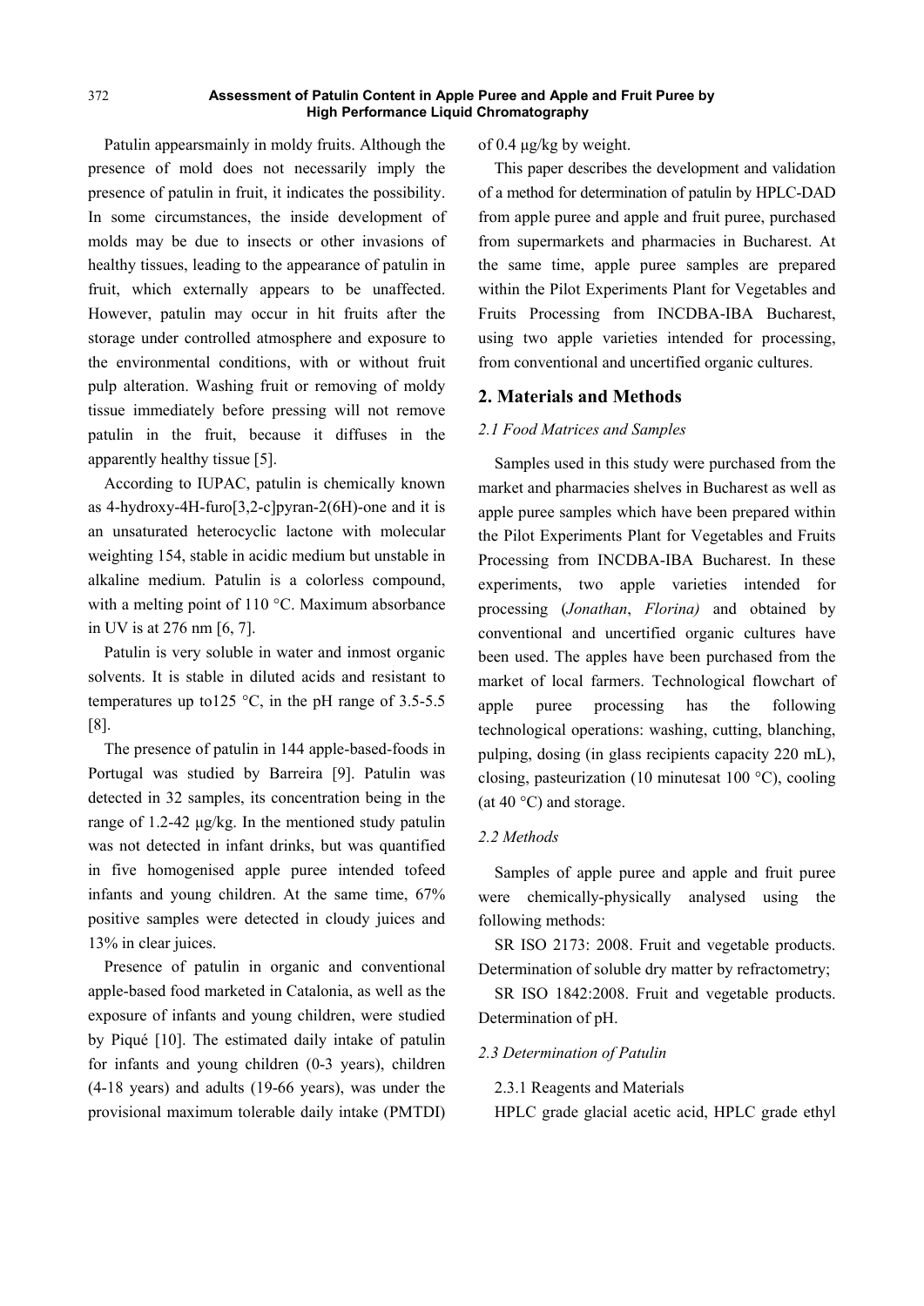Patulin appearsmainly in moldy fruits. Although the presence of mold does not necessarily imply the presence of patulin in fruit, it indicates the possibility. In some circumstances, the inside development of molds may be due to insects or other invasions of healthy tissues, leading to the appearance of patulin in fruit, which externally appears to be unaffected. However, patulin may occur in hit fruits after the storage under controlled atmosphere and exposure to the environmental conditions, with or without fruit pulp alteration. Washing fruit or removing of moldy tissue immediately before pressing will not remove patulin in the fruit, because it diffuses in the apparently healthy tissue [5].

According to IUPAC, patulin is chemically known as 4-hydroxy-4H-furo[3,2-c]pyran-2(6H)-one and it is an unsaturated heterocyclic lactone with molecular weighting 154, stable in acidic medium but unstable in alkaline medium. Patulin is a colorless compound, with a melting point of 110 °C. Maximum absorbance in UV is at 276 nm [6, 7].

Patulin is very soluble in water and inmost organic solvents. It is stable in diluted acids and resistant to temperatures up to125 °C, in the pH range of 3.5-5.5 [8].

The presence of patulin in 144 apple-based-foods in Portugal was studied by Barreira [9]. Patulin was detected in 32 samples, its concentration being in the range of 1.2-42 μg/kg. In the mentioned study patulin was not detected in infant drinks, but was quantified in five homogenised apple puree intended tofeed infants and young children. At the same time, 67% positive samples were detected in cloudy juices and 13% in clear juices.

Presence of patulin in organic and conventional apple-based food marketed in Catalonia, as well as the exposure of infants and young children, were studied by Piqué [10]. The estimated daily intake of patulin for infants and young children (0-3 years), children (4-18 years) and adults (19-66 years), was under the provisional maximum tolerable daily intake (PMTDI) of 0.4 μg/kg by weight.

This paper describes the development and validation of a method for determination of patulin by HPLC-DAD from apple puree and apple and fruit puree, purchased from supermarkets and pharmacies in Bucharest. At the same time, apple puree samples are prepared within the Pilot Experiments Plant for Vegetables and Fruits Processing from INCDBA-IBA Bucharest, using two apple varieties intended for processing, from conventional and uncertified organic cultures.

## 2. Materials and Methods

### *2.1 Food Matrices and Samples*

Samples used in this study were purchased from the market and pharmacies shelves in Bucharest as well as apple puree samples which have been prepared within the Pilot Experiments Plant for Vegetables and Fruits Processing from INCDBA-IBA Bucharest. In these experiments, two apple varieties intended for processing (*Jonathan*, *Florina)* and obtained by conventional and uncertified organic cultures have been used. The apples have been purchased from the market of local farmers. Technological flowchart of apple puree processing has the following technological operations: washing, cutting, blanching, pulping, dosing (in glass recipients capacity 220 mL), closing, pasteurization (10 minutesat 100 °C), cooling (at 40 °C) and storage.

### *2.2 Methods*

Samples of apple puree and apple and fruit puree were chemically-physically analysed using the following methods:

SR ISO 2173: 2008. Fruit and vegetable products. Determination of soluble dry matter by refractometry;

SR ISO 1842:2008. Fruit and vegetable products. Determination of pH.

### *2.3 Determination of Patulin*

2.3.1 Reagents and Materials

HPLC grade glacial acetic acid, HPLC grade ethyl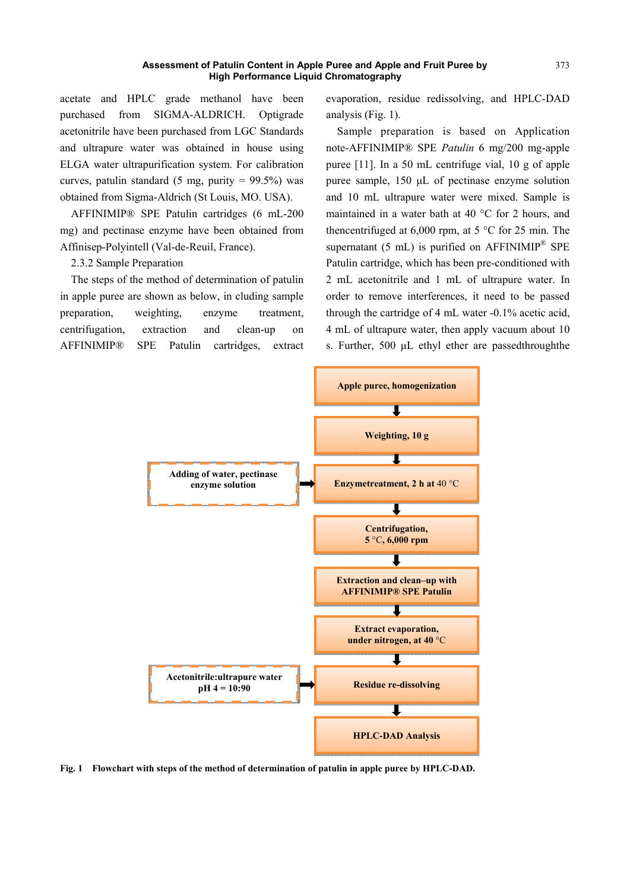acetate and HPLC grade methanol have been purchased from SIGMA-ALDRICH. Optigrade acetonitrile have been purchased from LGC Standards and ultrapure water was obtained in house using ELGA water ultrapurification system. For calibration curves, patulin standard (5 mg, purity = 99.5%) was obtained from Sigma-Aldrich (St Louis, MO. USA).

AFFINIMIP® SPE Patulin cartridges (6 mL-200 mg) and pectinase enzyme have been obtained from Affinisep-Polyintell (Val-de-Reuil, France).

2.3.2 Sample Preparation

The steps of the method of determination of patulin in apple puree are shown as below, in cluding sample preparation, weighting, enzyme treatment, centrifugation, extraction and clean-up on AFFINIMIP® SPE Patulin cartridges, extract evaporation, residue redissolving, and HPLC-DAD analysis (Fig. 1).

Sample preparation is based on Application note-AFFINIMIP® SPE *Patulin* 6 mg/200 mg-apple puree [11]. In a 50 mL centrifuge vial, 10 g of apple puree sample, 150 µL of pectinase enzyme solution and 10 mL ultrapure water were mixed. Sample is maintained in a water bath at 40 °C for 2 hours, and thencentrifuged at 6,000 rpm, at 5 °C for 25 min. The supernatant (5 mL) is purified on AFFINIMIP® SPE Patulin cartridge, which has been pre-conditioned with 2 mL acetonitrile and 1 mL of ultrapure water. In order to remove interferences, it need to be passed through the cartridge of 4 mL water -0.1% acetic acid, 4 mL of ultrapure water, then apply vacuum about 10 s. Further, 500 µL ethyl ether are passedthroughthe

Apple puree, homogenization
↓
Weighting, 10 g
↓
Enzymetreatment, 2 h at 40 °C ← Adding of water, pectinase enzyme solution
↓
Centrifugation, 5 °C, 6,000 rpm
↓
Extraction and clean–up with AFFINIMIP® SPE Patulin
↓
Extract evaporation, under nitrogen, at 40 °C
↓
Residue re-dissolving ← Acetonitrile:ultrapure water pH 4 = 10:90
↓
HPLC-DAD Analysis

**Fig. 1 Flowchart with steps of the method of determination of patulin in apple puree by HPLC-DAD.**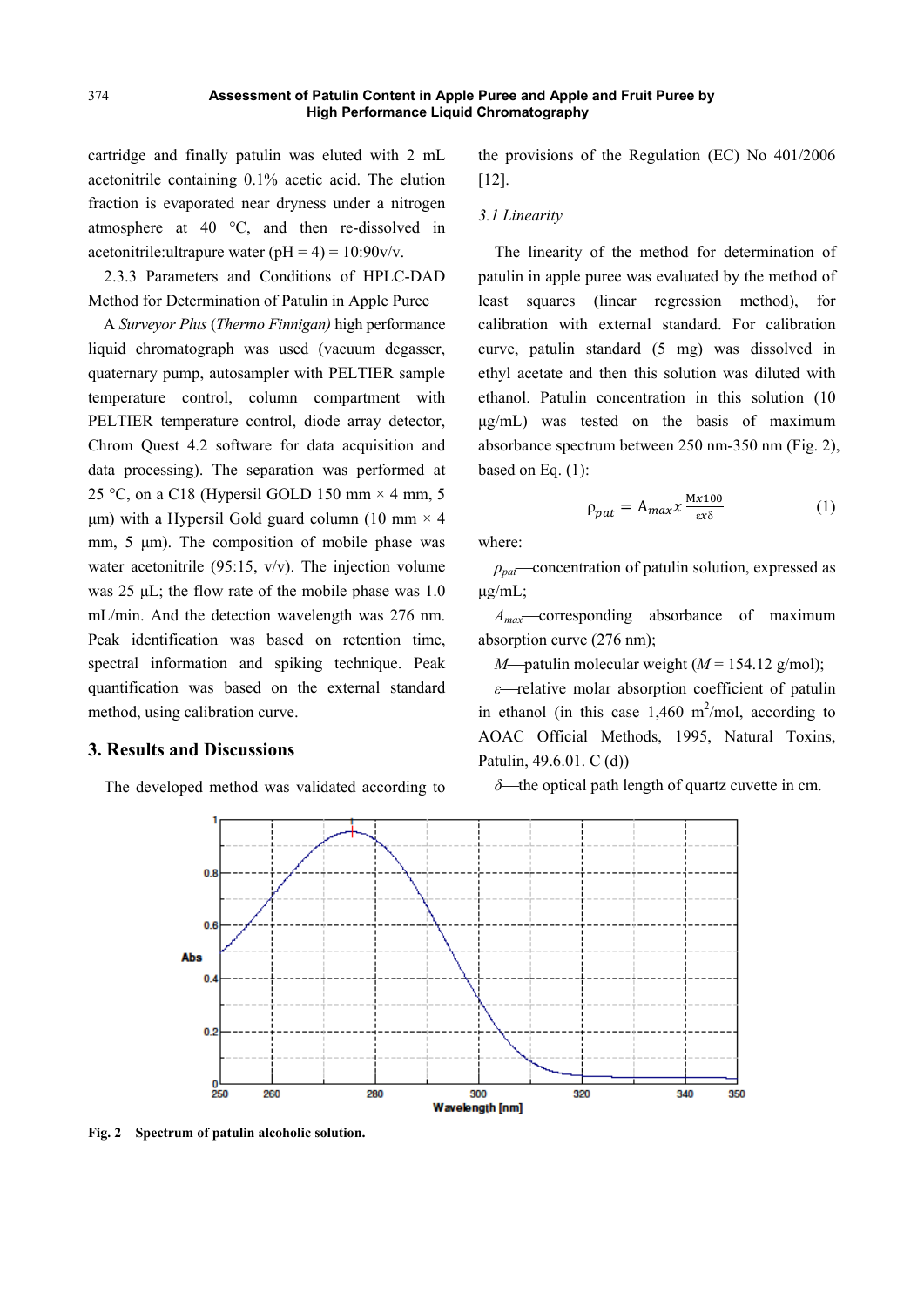cartridge and finally patulin was eluted with 2 mL acetonitrile containing 0.1% acetic acid. The elution fraction is evaporated near dryness under a nitrogen atmosphere at 40 °C, and then re-dissolved in acetonitrile:ultrapure water (pH = 4) = 10:90v/v.

2.3.3 Parameters and Conditions of HPLC-DAD Method for Determination of Patulin in Apple Puree

A *Surveyor Plus* (*Thermo Finnigan)* high performance liquid chromatograph was used (vacuum degasser, quaternary pump, autosampler with PELTIER sample temperature control, column compartment with PELTIER temperature control, diode array detector, Chrom Quest 4.2 software for data acquisition and data processing). The separation was performed at 25 °C, on a C18 (Hypersil GOLD 150 mm × 4 mm, 5 µm) with a Hypersil Gold guard column (10 mm × 4 mm, 5 µm). The composition of mobile phase was water acetonitrile (95:15, v/v). The injection volume was 25 µL; the flow rate of the mobile phase was 1.0 mL/min. And the detection wavelength was 276 nm. Peak identification was based on retention time, spectral information and spiking technique. Peak quantification was based on the external standard method, using calibration curve.

## 3. Results and Discussions

The developed method was validated according to the provisions of the Regulation (EC) No 401/2006 [12].

### 3.1 Linearity

The linearity of the method for determination of patulin in apple puree was evaluated by the method of least squares (linear regression method), for calibration with external standard. For calibration curve, patulin standard (5 mg) was dissolved in ethyl acetate and then this solution was diluted with ethanol. Patulin concentration in this solution (10 µg/mL) was tested on the basis of maximum absorbance spectrum between 250 nm-350 nm (Fig. 2), based on Eq. (1):

$$\rho_{pat} = A_{max} x \frac{Mx100}{\varepsilon x \delta} \quad (1)$$

where:

$\rho_{pat}$—concentration of patulin solution, expressed as µg/mL;

$A_{max}$—corresponding absorbance of maximum absorption curve (276 nm);

$M$—patulin molecular weight ($M$ = 154.12 g/mol);

$\varepsilon$—relative molar absorption coefficient of patulin in ethanol (in this case 1,460 $m^2$/mol, according to AOAC Official Methods, 1995, Natural Toxins, Patulin, 49.6.01. C (d))

$\delta$—the optical path length of quartz cuvette in cm.

**Fig. 2 Spectrum of patulin alcoholic solution.**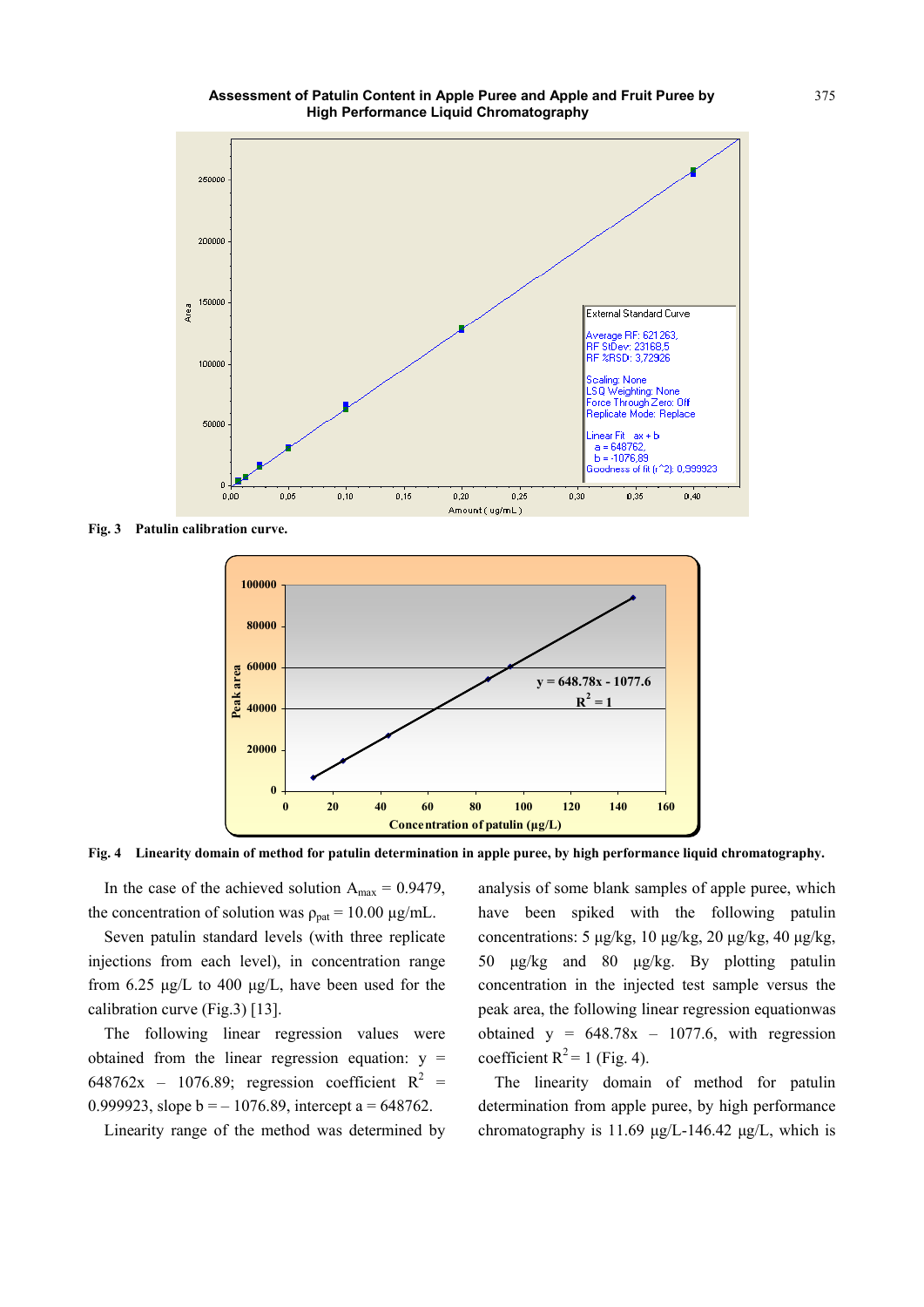Fig. 3 Patulin calibration curve.

Fig. 4 Linearity domain of method for patulin determination in apple puree, by high performance liquid chromatography.

In the case of the achieved solution $A_{max}$ = 0.9479, the concentration of solution was $\rho_{pat}$ = 10.00 µg/mL.

Seven patulin standard levels (with three replicate injections from each level), in concentration range from 6.25 µg/L to 400 µg/L, have been used for the calibration curve (Fig.3) [13].

The following linear regression values were obtained from the linear regression equation: $y = 648762x - 1076.89$; regression coefficient $R^2 = 0.999923$, slope b = – 1076.89, intercept a = 648762.

Linearity range of the method was determined by analysis of some blank samples of apple puree, which have been spiked with the following patulin concentrations: 5 µg/kg, 10 µg/kg, 20 µg/kg, 40 µg/kg, 50 µg/kg and 80 µg/kg. By plotting patulin concentration in the injected test sample versus the peak area, the following linear regression equationwas obtained $y = 648.78x - 1077.6$, with regression coefficient $R^2 = 1$ (Fig. 4).

The linearity domain of method for patulin determination from apple puree, by high performance chromatography is 11.69 µg/L-146.42 µg/L, which is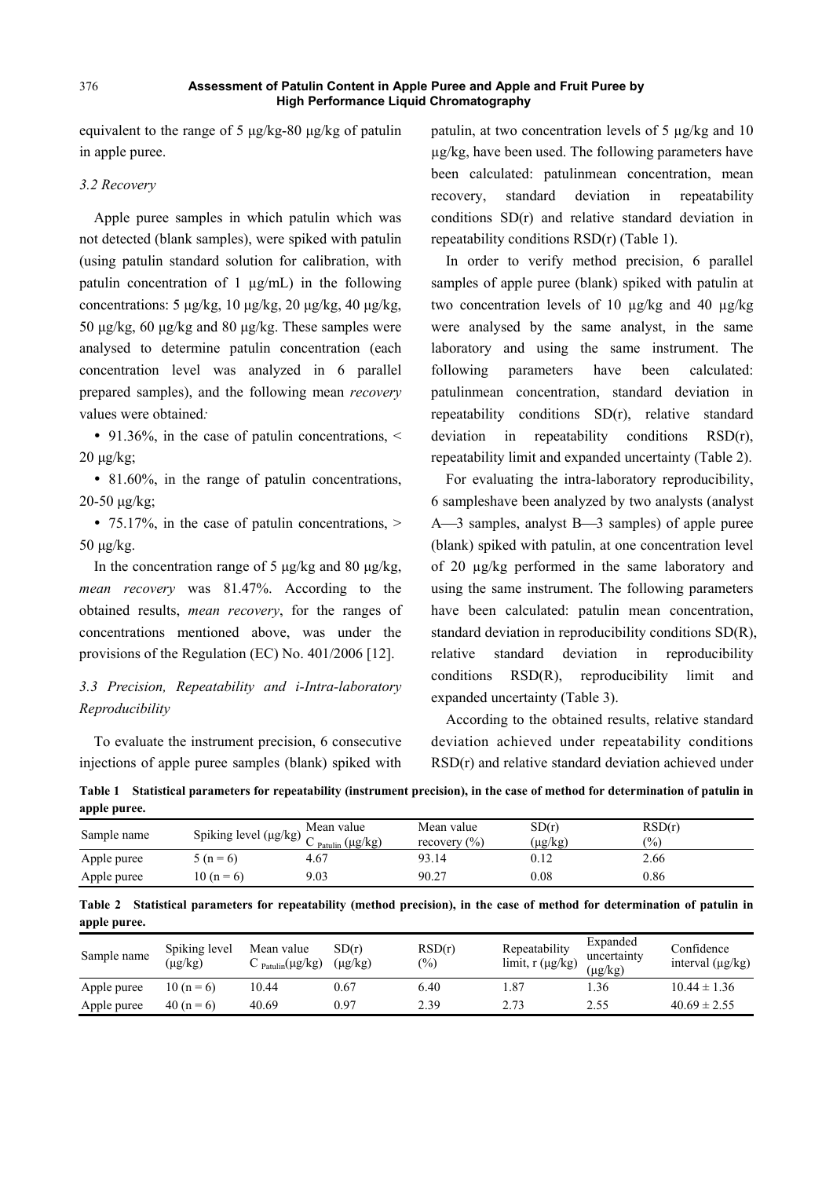equivalent to the range of 5 µg/kg-80 µg/kg of patulin in apple puree.

### 3.2 Recovery

Apple puree samples in which patulin which was not detected (blank samples), were spiked with patulin (using patulin standard solution for calibration, with patulin concentration of 1 µg/mL) in the following concentrations: 5 µg/kg, 10 µg/kg, 20 µg/kg, 40 µg/kg, 50 µg/kg, 60 µg/kg and 80 µg/kg. These samples were analysed to determine patulin concentration (each concentration level was analyzed in 6 parallel prepared samples), and the following mean *recovery* values were obtained*:*

- 91.36%, in the case of patulin concentrations, < 20 µg/kg;
- 81.60%, in the range of patulin concentrations, 20-50 µg/kg;
- 75.17%, in the case of patulin concentrations, > 50 µg/kg.

In the concentration range of 5 µg/kg and 80 µg/kg, *mean recovery* was 81.47%. According to the obtained results, *mean recovery*, for the ranges of concentrations mentioned above, was under the provisions of the Regulation (EC) No. 401/2006 [12].

### 3.3 Precision, Repeatability and i-Intra-laboratory Reproducibility

To evaluate the instrument precision, 6 consecutive injections of apple puree samples (blank) spiked with patulin, at two concentration levels of 5 µg/kg and 10 µg/kg, have been used. The following parameters have been calculated: patulinmean concentration, mean recovery, standard deviation in repeatability conditions SD(r) and relative standard deviation in repeatability conditions RSD(r) (Table 1).

In order to verify method precision, 6 parallel samples of apple puree (blank) spiked with patulin at two concentration levels of 10 µg/kg and 40 µg/kg were analysed by the same analyst, in the same laboratory and using the same instrument. The following parameters have been calculated: patulinmean concentration, standard deviation in repeatability conditions SD(r), relative standard deviation in repeatability conditions RSD(r), repeatability limit and expanded uncertainty (Table 2).

For evaluating the intra-laboratory reproducibility, 6 sampleshave been analyzed by two analysts (analyst A—3 samples, analyst B—3 samples) of apple puree (blank) spiked with patulin, at one concentration level of 20 µg/kg performed in the same laboratory and using the same instrument. The following parameters have been calculated: patulin mean concentration, standard deviation in reproducibility conditions SD(R), relative standard deviation in reproducibility conditions RSD(R), reproducibility limit and expanded uncertainty (Table 3).

According to the obtained results, relative standard deviation achieved under repeatability conditions RSD(r) and relative standard deviation achieved under

**Table 1 Statistical parameters for repeatability (instrument precision), in the case of method for determination of patulin in apple puree.**

| Sample name | Spiking level (µg/kg) | Mean value $C_{Patulin}$ (µg/kg) | Mean value recovery (%) | SD(r) (µg/kg) | RSD(r) (%) |
|---|---|---|---|---|---|
| Apple puree | 5 (n = 6) | 4.67 | 93.14 | 0.12 | 2.66 |
| Apple puree | 10 (n = 6) | 9.03 | 90.27 | 0.08 | 0.86 |

**Table 2 Statistical parameters for repeatability (method precision), in the case of method for determination of patulin in apple puree.**

| Sample name | Spiking level (µg/kg) | Mean value $C_{Patulin}$(µg/kg) | SD(r) (µg/kg) | RSD(r) (%) | Repeatability limit, r (µg/kg) | Expanded uncertainty (µg/kg) | Confidence interval (µg/kg) |
|---|---|---|---|---|---|---|---|
| Apple puree | 10 (n = 6) | 10.44 | 0.67 | 6.40 | 1.87 | 1.36 | 10.44 ± 1.36 |
| Apple puree | 40 (n = 6) | 40.69 | 0.97 | 2.39 | 2.73 | 2.55 | 40.69 ± 2.55 |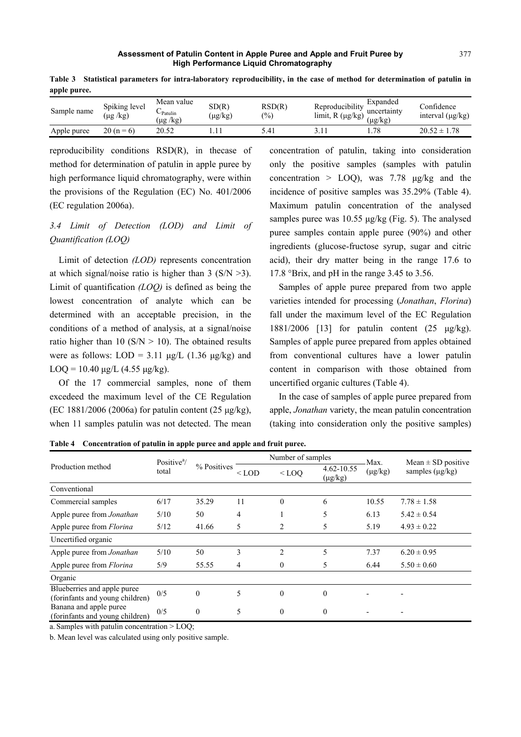**Table 3 Statistical parameters for intra-laboratory reproducibility, in the case of method for determination of patulin in apple puree.**

| Sample name | Spiking level (μg /kg) | Mean value $C_{Patulin}$ (μg /kg) | SD(R) (μg/kg) | RSD(R) (%) | Reproducibility limit, R (μg/kg) | Expanded uncertainty (μg/kg) | Confidence interval (μg/kg) |
|---|---|---|---|---|---|---|---|
| Apple puree | 20 (n = 6) | 20.52 | 1.11 | 5.41 | 3.11 | 1.78 | 20.52 ± 1.78 |

reproducibility conditions RSD(R), in thecase of method for determination of patulin in apple puree by high performance liquid chromatography, were within the provisions of the Regulation (EC) No. 401/2006 (EC regulation 2006a).

### 3.4 Limit of Detection (LOD) and Limit of Quantification (LOQ)

Limit of detection *(LOD)* represents concentration at which signal/noise ratio is higher than 3 (S/N >3). Limit of quantification *(LOQ)* is defined as being the lowest concentration of analyte which can be determined with an acceptable precision, in the conditions of a method of analysis, at a signal/noise ratio higher than 10 (S/N > 10). The obtained results were as follows: LOD = 3.11 μg/L (1.36 μg/kg) and LOQ = 10.40 μg/L (4.55 μg/kg).

Of the 17 commercial samples, none of them excedeed the maximum level of the CE Regulation (EC 1881/2006 (2006a) for patulin content (25 μg/kg), when 11 samples patulin was not detected. The mean concentration of patulin, taking into consideration only the positive samples (samples with patulin concentration > LOQ), was 7.78 μg/kg and the incidence of positive samples was 35.29% (Table 4). Maximum patulin concentration of the analysed samples puree was 10.55 μg/kg (Fig. 5). The analysed puree samples contain apple puree (90%) and other ingredients (glucose-fructose syrup, sugar and citric acid), their dry matter being in the range 17.6 to 17.8 °Brix, and pH in the range 3.45 to 3.56.

Samples of apple puree prepared from two apple varieties intended for processing (*Jonathan*, *Florina*) fall under the maximum level of the EC Regulation 1881/2006 [13] for patulin content (25 μg/kg). Samples of apple puree prepared from apples obtained from conventional cultures have a lower patulin content in comparison with those obtained from uncertified organic cultures (Table 4).

In the case of samples of apple puree prepared from apple, *Jonathan* variety, the mean patulin concentration (taking into consideration only the positive samples)

**Table 4 Concentration of patulin in apple puree and apple and fruit puree.**

| Production method | Positive[a]/ total | % Positives | Number of samples | | | Max. (μg/kg) | Mean ± SD positive samples (μg/kg) |
|---|---|---|---|---|---|---|---|
| | | | < LOD | < LOQ | 4.62-10.55 (μg/kg) | | |
| Conventional | | | | | | | |
| Commercial samples | 6/17 | 35.29 | 11 | 0 | 6 | 10.55 | 7.78 ± 1.58 |
| Apple puree from *Jonathan* | 5/10 | 50 | 4 | 1 | 5 | 6.13 | 5.42 ± 0.54 |
| Apple puree from *Florina* | 5/12 | 41.66 | 5 | 2 | 5 | 5.19 | 4.93 ± 0.22 |
| Uncertified organic | | | | | | | |
| Apple puree from *Jonathan* | 5/10 | 50 | 3 | 2 | 5 | 7.37 | 6.20 ± 0.95 |
| Apple puree from *Florina* | 5/9 | 55.55 | 4 | 0 | 5 | 6.44 | 5.50 ± 0.60 |
| Organic | | | | | | | |
| Blueberries and apple puree (forinfants and young children) | 0/5 | 0 | 5 | 0 | 0 | - | - |
| Banana and apple puree (forinfants and young children) | 0/5 | 0 | 5 | 0 | 0 | - | - |

a. Samples with patulin concentration > LOQ;

b. Mean level was calculated using only positive sample.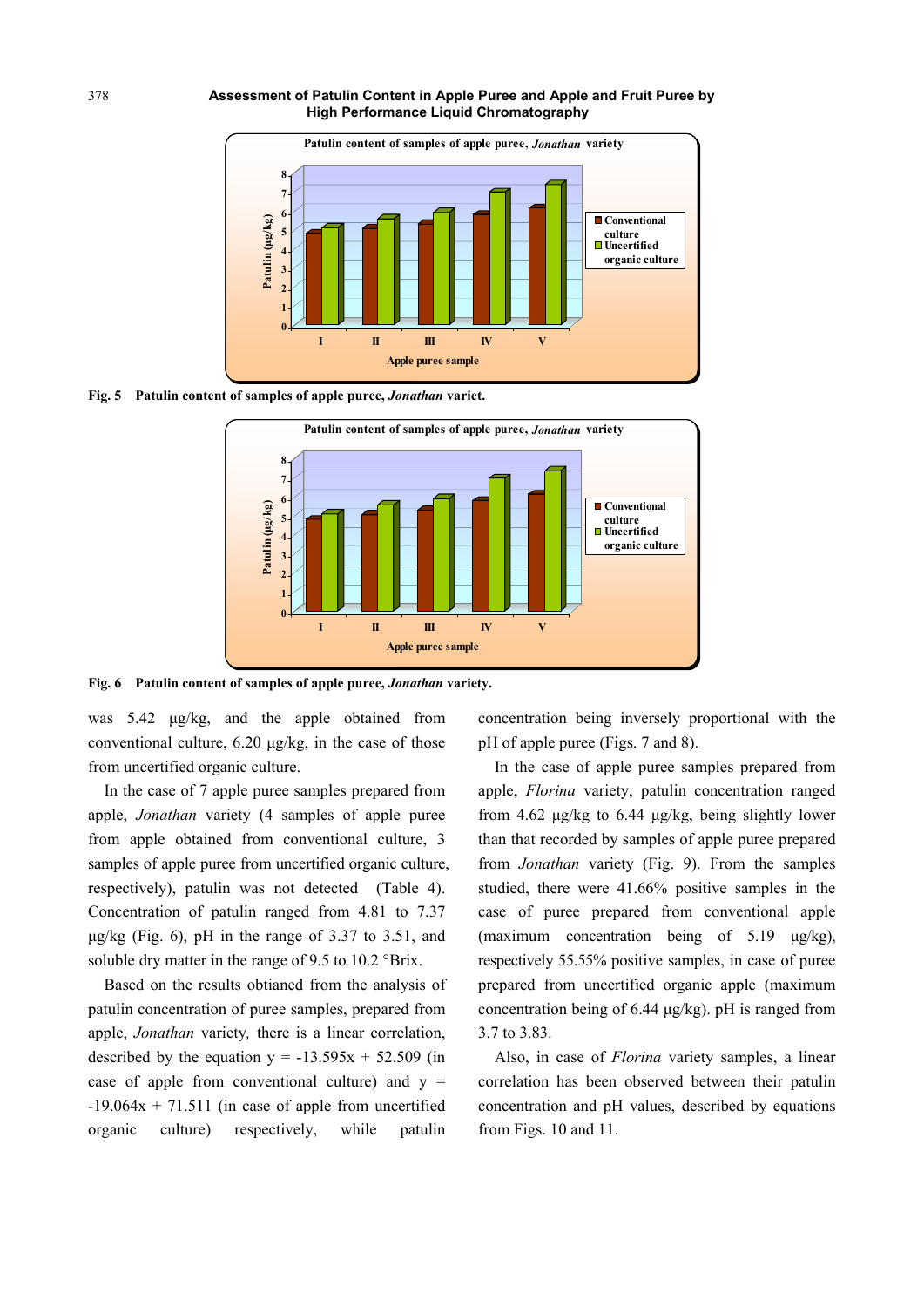Fig. 5 Patulin content of samples of apple puree, *Jonathan* variet.

Fig. 6 Patulin content of samples of apple puree, *Jonathan* variety.

was 5.42 μg/kg, and the apple obtained from conventional culture, 6.20 μg/kg, in the case of those from uncertified organic culture.

In the case of 7 apple puree samples prepared from apple, *Jonathan* variety (4 samples of apple puree from apple obtained from conventional culture, 3 samples of apple puree from uncertified organic culture, respectively), patulin was not detected (Table 4). Concentration of patulin ranged from 4.81 to 7.37 μg/kg (Fig. 6), pH in the range of 3.37 to 3.51, and soluble dry matter in the range of 9.5 to 10.2 °Brix.

Based on the results obtianed from the analysis of patulin concentration of puree samples, prepared from apple, *Jonathan* variety, there is a linear correlation, described by the equation $y = -13.595x + 52.509$ (in case of apple from conventional culture) and $y = -19.064x + 71.511$ (in case of apple from uncertified organic culture) respectively, while patulin concentration being inversely proportional with the pH of apple puree (Figs. 7 and 8).

In the case of apple puree samples prepared from apple, *Florina* variety, patulin concentration ranged from 4.62 μg/kg to 6.44 μg/kg, being slightly lower than that recorded by samples of apple puree prepared from *Jonathan* variety (Fig. 9). From the samples studied, there were 41.66% positive samples in the case of puree prepared from conventional apple (maximum concentration being of 5.19 μg/kg), respectively 55.55% positive samples, in case of puree prepared from uncertified organic apple (maximum concentration being of 6.44 μg/kg). pH is ranged from 3.7 to 3.83.

Also, in case of *Florina* variety samples, a linear correlation has been observed between their patulin concentration and pH values, described by equations from Figs. 10 and 11.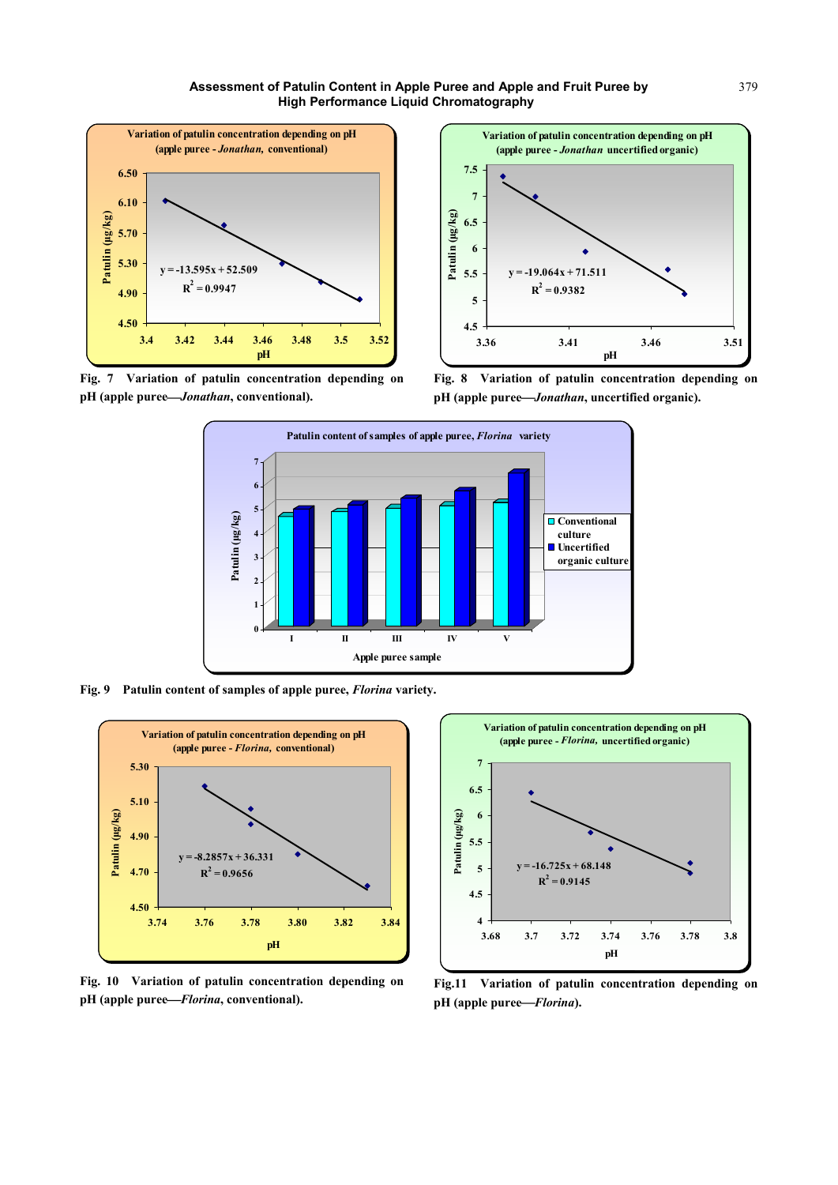Fig. 7 Variation of patulin concentration depending on pH (apple puree—*Jonathan*, conventional).

Fig. 8 Variation of patulin concentration depending on pH (apple puree—*Jonathan*, uncertified organic).

Fig. 9 Patulin content of samples of apple puree, *Florina* variety.

Fig. 10 Variation of patulin concentration depending on pH (apple puree—*Florina*, conventional).

Fig.11 Variation of patulin concentration depending on pH (apple puree—*Florina*).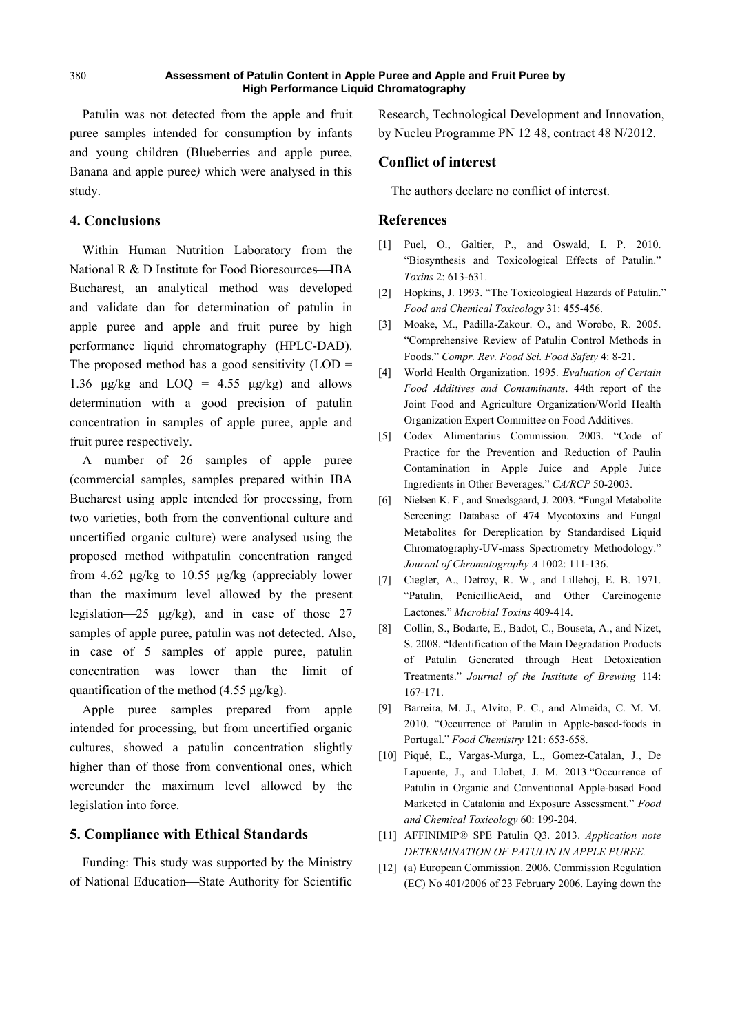Patulin was not detected from the apple and fruit puree samples intended for consumption by infants and young children (Blueberries and apple puree, Banana and apple puree*)* which were analysed in this study.

## 4. Conclusions

Within Human Nutrition Laboratory from the National R & D Institute for Food Bioresources—IBA Bucharest, an analytical method was developed and validate dan for determination of patulin in apple puree and apple and fruit puree by high performance liquid chromatography (HPLC-DAD). The proposed method has a good sensitivity (LOD = 1.36 µg/kg and LOQ = 4.55 µg/kg) and allows determination with a good precision of patulin concentration in samples of apple puree, apple and fruit puree respectively.

A number of 26 samples of apple puree (commercial samples, samples prepared within IBA Bucharest using apple intended for processing, from two varieties, both from the conventional culture and uncertified organic culture) were analysed using the proposed method withpatulin concentration ranged from 4.62 µg/kg to 10.55 µg/kg (appreciably lower than the maximum level allowed by the present legislation—25 µg/kg), and in case of those 27 samples of apple puree, patulin was not detected. Also, in case of 5 samples of apple puree, patulin concentration was lower than the limit of quantification of the method (4.55 µg/kg).

Apple puree samples prepared from apple intended for processing, but from uncertified organic cultures, showed a patulin concentration slightly higher than of those from conventional ones, which wereunder the maximum level allowed by the legislation into force.

## 5. Compliance with Ethical Standards

Funding: This study was supported by the Ministry of National Education—State Authority for Scientific Research, Technological Development and Innovation, by Nucleu Programme PN 12 48, contract 48 N/2012.

## Conflict of interest

The authors declare no conflict of interest.

## References

[1] Puel, O., Galtier, P., and Oswald, I. P. 2010. "Biosynthesis and Toxicological Effects of Patulin." *Toxins* 2: 613-631.

[2] Hopkins, J. 1993. "The Toxicological Hazards of Patulin." *Food and Chemical Toxicology* 31: 455-456.

[3] Moake, M., Padilla-Zakour. O., and Worobo, R. 2005. "Comprehensive Review of Patulin Control Methods in Foods." *Compr. Rev. Food Sci. Food Safety* 4: 8-21.

[4] World Health Organization. 1995. *Evaluation of Certain Food Additives and Contaminants*. 44th report of the Joint Food and Agriculture Organization/World Health Organization Expert Committee on Food Additives.

[5] Codex Alimentarius Commission. 2003. "Code of Practice for the Prevention and Reduction of Paulin Contamination in Apple Juice and Apple Juice Ingredients in Other Beverages." *CA/RCP* 50-2003.

[6] Nielsen K. F., and Smedsgaard, J. 2003. "Fungal Metabolite Screening: Database of 474 Mycotoxins and Fungal Metabolites for Dereplication by Standardised Liquid Chromatography-UV-mass Spectrometry Methodology." *Journal of Chromatography A* 1002: 111-136.

[7] Ciegler, A., Detroy, R. W., and Lillehoj, E. B. 1971. "Patulin, PenicillicAcid, and Other Carcinogenic Lactones." *Microbial Toxins* 409-414.

[8] Collin, S., Bodarte, E., Badot, C., Bouseta, A., and Nizet, S. 2008. "Identification of the Main Degradation Products of Patulin Generated through Heat Detoxication Treatments." *Journal of the Institute of Brewing* 114: 167-171.

[9] Barreira, M. J., Alvito, P. C., and Almeida, C. M. M. 2010. "Occurrence of Patulin in Apple-based-foods in Portugal." *Food Chemistry* 121: 653-658.

[10] Piqué, E., Vargas-Murga, L., Gomez-Catalan, J., De Lapuente, J., and Llobet, J. M. 2013."Occurrence of Patulin in Organic and Conventional Apple-based Food Marketed in Catalonia and Exposure Assessment." *Food and Chemical Toxicology* 60: 199-204.

[11] AFFINIMIP® SPE Patulin Q3. 2013. *Application note DETERMINATION OF PATULIN IN APPLE PUREE.*

[12] (a) European Commission. 2006. Commission Regulation (EC) No 401/2006 of 23 February 2006. Laying down the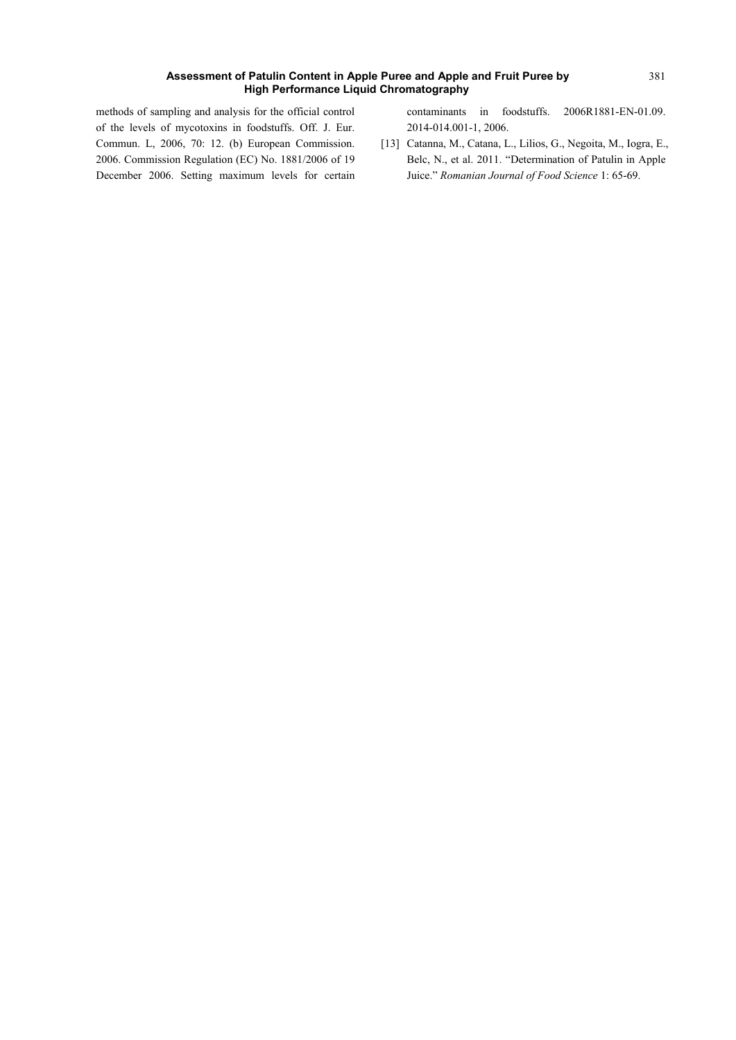methods of sampling and analysis for the official control of the levels of mycotoxins in foodstuffs. Off. J. Eur. Commun. L, 2006, 70: 12. (b) European Commission. 2006. Commission Regulation (EC) No. 1881/2006 of 19 December 2006. Setting maximum levels for certain contaminants in foodstuffs. 2006R1881-EN-01.09. 2014-014.001-1, 2006.

[13] Catanna, M., Catana, L., Lilios, G., Negoita, M., Iogra, E., Belc, N., et al. 2011. "Determination of Patulin in Apple Juice." *Romanian Journal of Food Science* 1: 65-69.